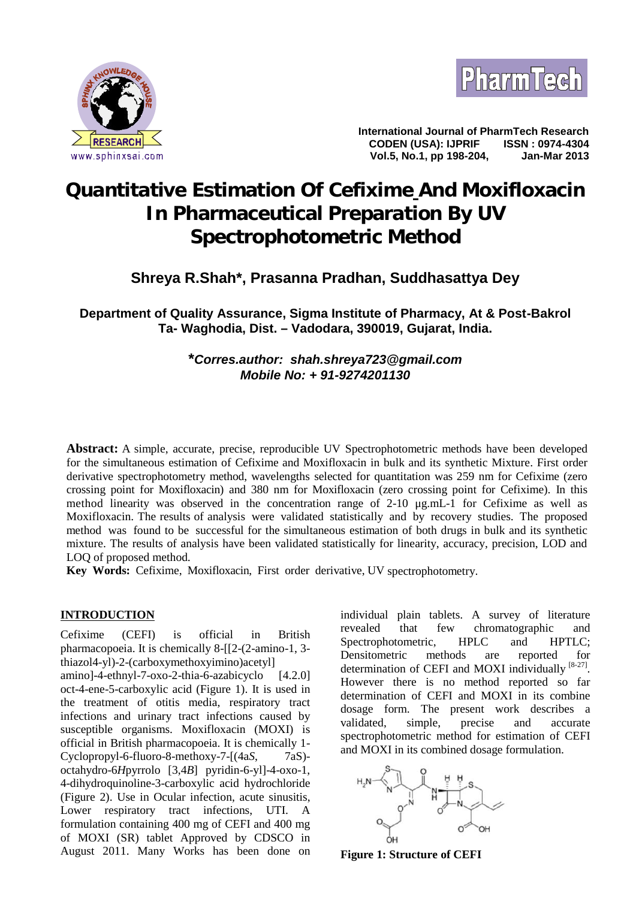# Quantitative Estimation Of Cefixime And Moxifloxacin In Pharmaceutical Preparation By UV Spectrophotometric Method

**Shreya R.Shah\*, Prasanna Pradhan, Suddhasattya Dey**

**Department of Quality Assurance, Sigma Institute of Pharmacy, At & Post-Bakrol Ta- Waghodia, Dist. – Vadodara, 390019, Gujarat, India.**

***\*Corres.author: shah.shreya723@gmail.com***
***Mobile No: + 91-9274201130***

**Abstract:** A simple, accurate, precise, reproducible UV Spectrophotometric methods have been developed for the simultaneous estimation of Cefixime and Moxifloxacin in bulk and its synthetic Mixture. First order derivative spectrophotometry method, wavelengths selected for quantitation was 259 nm for Cefixime (zero crossing point for Moxifloxacin) and 380 nm for Moxifloxacin (zero crossing point for Cefixime). In this method linearity was observed in the concentration range of 2-10 μg.mL-1 for Cefixime as well as Moxifloxacin. The results of analysis were validated statistically and by recovery studies. The proposed method was found to be successful for the simultaneous estimation of both drugs in bulk and its synthetic mixture. The results of analysis have been validated statistically for linearity, accuracy, precision, LOD and LOQ of proposed method.

**Key Words:** Cefixime, Moxifloxacin, First order derivative, UV spectrophotometry.

## INTRODUCTION

Cefixime (CEFI) is official in British pharmacopoeia. It is chemically 8-[[2-(2-amino-1, 3-thiazol4-yl)-2-(carboxymethoxyimino)acetyl] amino]-4-ethnyl-7-oxo-2-thia-6-azabicyclo [4.2.0] oct-4-ene-5-carboxylic acid (Figure 1). It is used in the treatment of otitis media, respiratory tract infections and urinary tract infections caused by susceptible organisms. Moxifloxacin (MOXI) is official in British pharmacopoeia. It is chemically 1-Cyclopropyl-6-fluoro-8-methoxy-7-[(4a*S*, 7aS)-octahydro-6*H*pyrrolo [3,4*B*] pyridin-6-yl]-4-oxo-1, 4-dihydroquinoline-3-carboxylic acid hydrochloride (Figure 2). Use in Ocular infection, acute sinusitis, Lower respiratory tract infections, UTI. A formulation containing 400 mg of CEFI and 400 mg of MOXI (SR) tablet Approved by CDSCO in August 2011. Many Works has been done on individual plain tablets. A survey of literature revealed that few chromatographic and Spectrophotometric, HPLC and HPTLC; Densitometric methods are reported for determination of CEFI and MOXI individually [8-27]. However there is no method reported so far determination of CEFI and MOXI in its combine dosage form. The present work describes a validated, simple, precise and accurate spectrophotometric method for estimation of CEFI and MOXI in its combined dosage formulation.

**Figure 1: Structure of CEFI**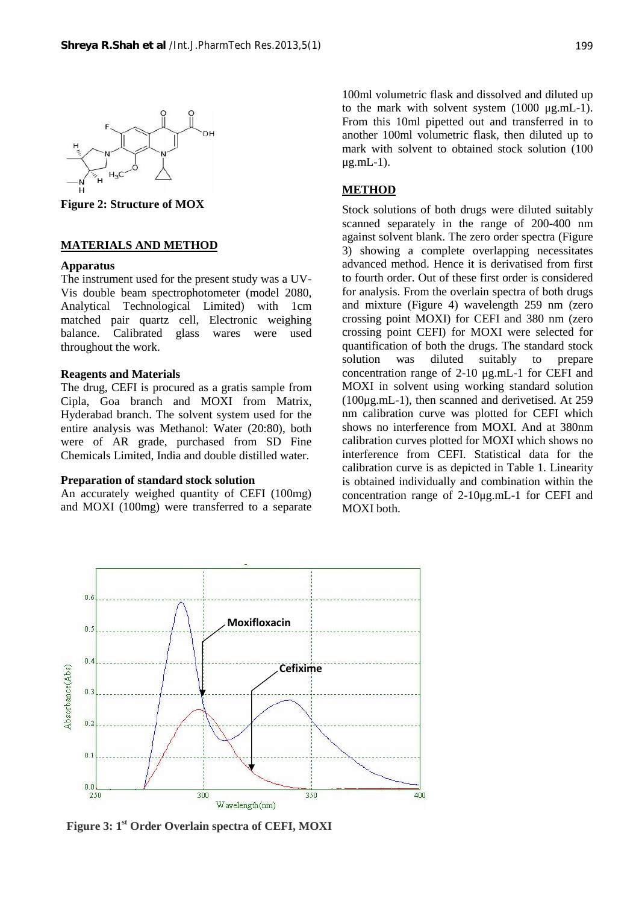Figure 2: Structure of MOX

## MATERIALS AND METHOD

### Apparatus

The instrument used for the present study was a UV-Vis double beam spectrophotometer (model 2080, Analytical Technological Limited) with 1cm matched pair quartz cell, Electronic weighing balance. Calibrated glass wares were used throughout the work.

### Reagents and Materials

The drug, CEFI is procured as a gratis sample from Cipla, Goa branch and MOXI from Matrix, Hyderabad branch. The solvent system used for the entire analysis was Methanol: Water (20:80), both were of AR grade, purchased from SD Fine Chemicals Limited, India and double distilled water.

### Preparation of standard stock solution

An accurately weighed quantity of CEFI (100mg) and MOXI (100mg) were transferred to a separate 100ml volumetric flask and dissolved and diluted up to the mark with solvent system (1000 µg.mL-1). From this 10ml pipetted out and transferred in to another 100ml volumetric flask, then diluted up to mark with solvent to obtained stock solution (100 µg.mL-1).

## METHOD

Stock solutions of both drugs were diluted suitably scanned separately in the range of 200-400 nm against solvent blank. The zero order spectra (Figure 3) showing a complete overlapping necessitates advanced method. Hence it is derivatised from first to fourth order. Out of these first order is considered for analysis. From the overlain spectra of both drugs and mixture (Figure 4) wavelength 259 nm (zero crossing point MOXI) for CEFI and 380 nm (zero crossing point CEFI) for MOXI were selected for quantification of both the drugs. The standard stock solution was diluted suitably to prepare concentration range of 2-10 µg.mL-1 for CEFI and MOXI in solvent using working standard solution (100µg.mL-1), then scanned and derivetised. At 259 nm calibration curve was plotted for CEFI which shows no interference from MOXI. And at 380nm calibration curves plotted for MOXI which shows no interference from CEFI. Statistical data for the calibration curve is as depicted in Table 1. Linearity is obtained individually and combination within the concentration range of 2-10µg.mL-1 for CEFI and MOXI both.

Figure 3: 1st Order Overlain spectra of CEFI, MOXI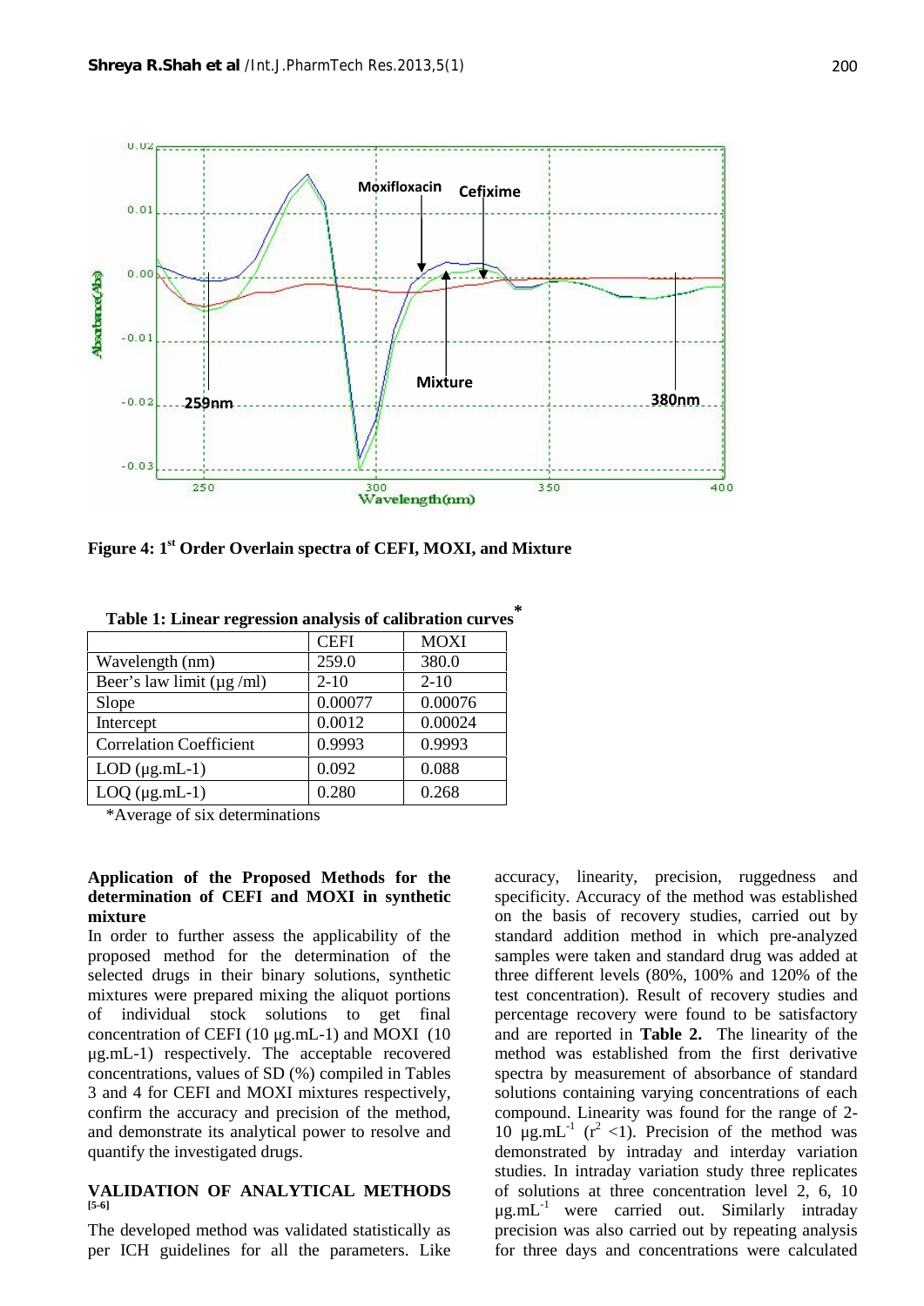Figure 4: 1st Order Overlain spectra of CEFI, MOXI, and Mixture

**Table 1: Linear regression analysis of calibration curves***

| | CEFI | MOXI |
|---|---|---|
| Wavelength (nm) | 259.0 | 380.0 |
| Beer's law limit (µg /ml) | 2-10 | 2-10 |
| Slope | 0.00077 | 0.00076 |
| Intercept | 0.0012 | 0.00024 |
| Correlation Coefficient | 0.9993 | 0.9993 |
| LOD (µg.mL-1) | 0.092 | 0.088 |
| LOQ (µg.mL-1) | 0.280 | 0.268 |

*Average of six determinations

### Application of the Proposed Methods for the determination of CEFI and MOXI in synthetic mixture

In order to further assess the applicability of the proposed method for the determination of the selected drugs in their binary solutions, synthetic mixtures were prepared mixing the aliquot portions of individual stock solutions to get final concentration of CEFI (10 µg.mL-1) and MOXI (10 µg.mL-1) respectively. The acceptable recovered concentrations, values of SD (%) compiled in Tables 3 and 4 for CEFI and MOXI mixtures respectively, confirm the accuracy and precision of the method, and demonstrate its analytical power to resolve and quantify the investigated drugs.

## VALIDATION OF ANALYTICAL METHODS [5-6]

The developed method was validated statistically as per ICH guidelines for all the parameters. Like accuracy, linearity, precision, ruggedness and specificity. Accuracy of the method was established on the basis of recovery studies, carried out by standard addition method in which pre-analyzed samples were taken and standard drug was added at three different levels (80%, 100% and 120% of the test concentration). Result of recovery studies and percentage recovery were found to be satisfactory and are reported in **Table 2.** The linearity of the method was established from the first derivative spectra by measurement of absorbance of standard solutions containing varying concentrations of each compound. Linearity was found for the range of 2-10 $\mu g.mL^{-1}$ ($r^2 < 1$). Precision of the method was demonstrated by intraday and interday variation studies. In intraday variation study three replicates of solutions at three concentration level 2, 6, 10 $\mu g.mL^{-1}$ were carried out. Similarly intraday precision was also carried out by repeating analysis for three days and concentrations were calculated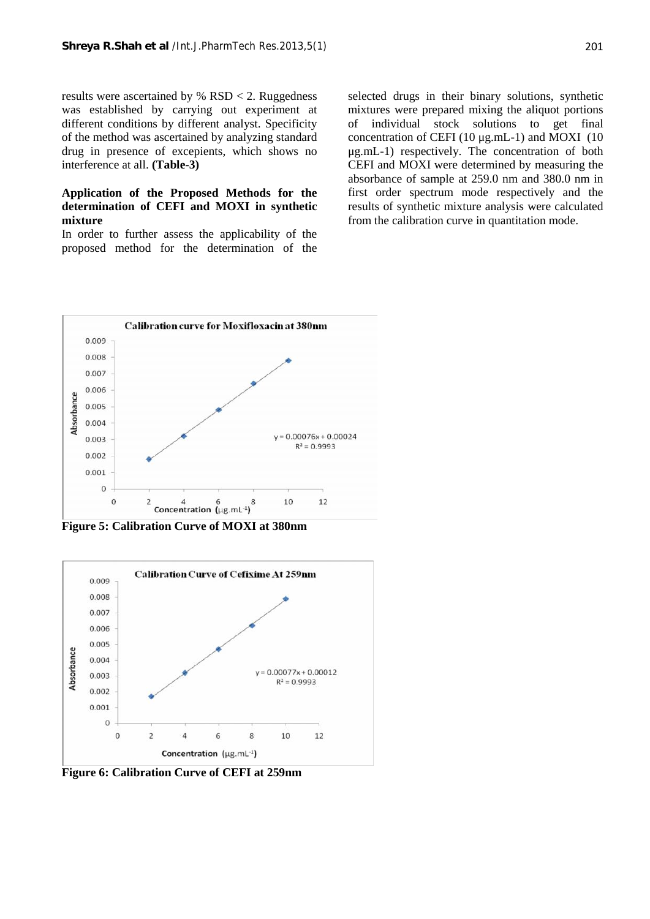results were ascertained by % RSD < 2. Ruggedness was established by carrying out experiment at different conditions by different analyst. Specificity of the method was ascertained by analyzing standard drug in presence of excepients, which shows no interference at all. **(Table-3)**

### Application of the Proposed Methods for the determination of CEFI and MOXI in synthetic mixture

In order to further assess the applicability of the proposed method for the determination of the selected drugs in their binary solutions, synthetic mixtures were prepared mixing the aliquot portions of individual stock solutions to get final concentration of CEFI (10 µg.mL-1) and MOXI (10 µg.mL-1) respectively. The concentration of both CEFI and MOXI were determined by measuring the absorbance of sample at 259.0 nm and 380.0 nm in first order spectrum mode respectively and the results of synthetic mixture analysis were calculated from the calibration curve in quantitation mode.

**Figure 5: Calibration Curve of MOXI at 380nm**

**Figure 6: Calibration Curve of CEFI at 259nm**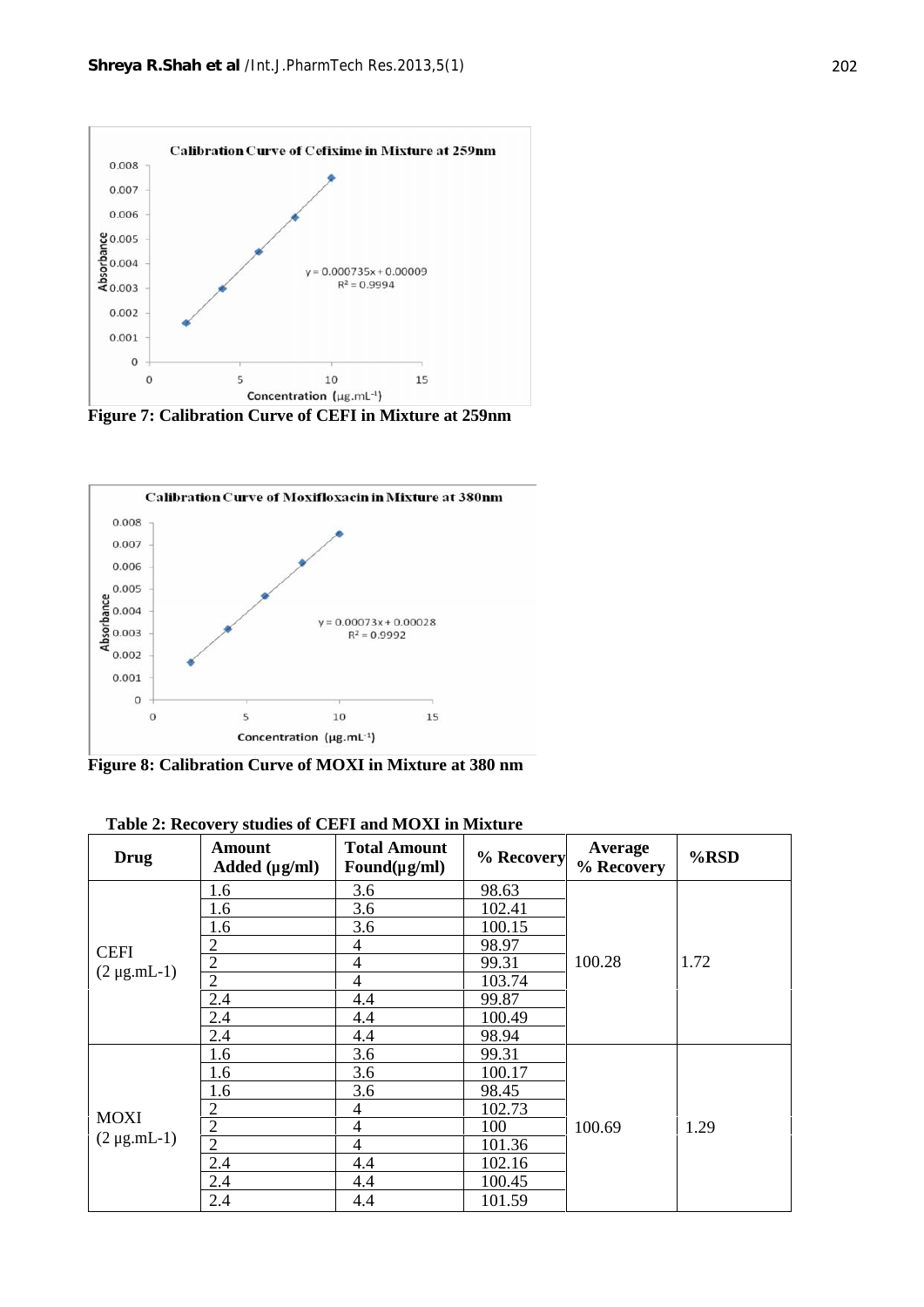Figure 7: Calibration Curve of CEFI in Mixture at 259nm

Figure 8: Calibration Curve of MOXI in Mixture at 380 nm

**Table 2: Recovery studies of CEFI and MOXI in Mixture**

| Drug | Amount Added (µg/ml) | Total Amount Found(µg/ml) | % Recovery | Average % Recovery | %RSD |
|---|---|---|---|---|---|
| CEFI (2 µg.mL-1) | 1.6 | 3.6 | 98.63 | 100.28 | 1.72 |
| | 1.6 | 3.6 | 102.41 | | |
| | 1.6 | 3.6 | 100.15 | | |
| | 2 | 4 | 98.97 | | |
| | 2 | 4 | 99.31 | | |
| | 2 | 4 | 103.74 | | |
| | 2.4 | 4.4 | 99.87 | | |
| | 2.4 | 4.4 | 100.49 | | |
| | 2.4 | 4.4 | 98.94 | | |
| MOXI (2 µg.mL-1) | 1.6 | 3.6 | 99.31 | 100.69 | 1.29 |
| | 1.6 | 3.6 | 100.17 | | |
| | 1.6 | 3.6 | 98.45 | | |
| | 2 | 4 | 102.73 | | |
| | 2 | 4 | 100 | | |
| | 2 | 4 | 101.36 | | |
| | 2.4 | 4.4 | 102.16 | | |
| | 2.4 | 4.4 | 100.45 | | |
| | 2.4 | 4.4 | 101.59 | | |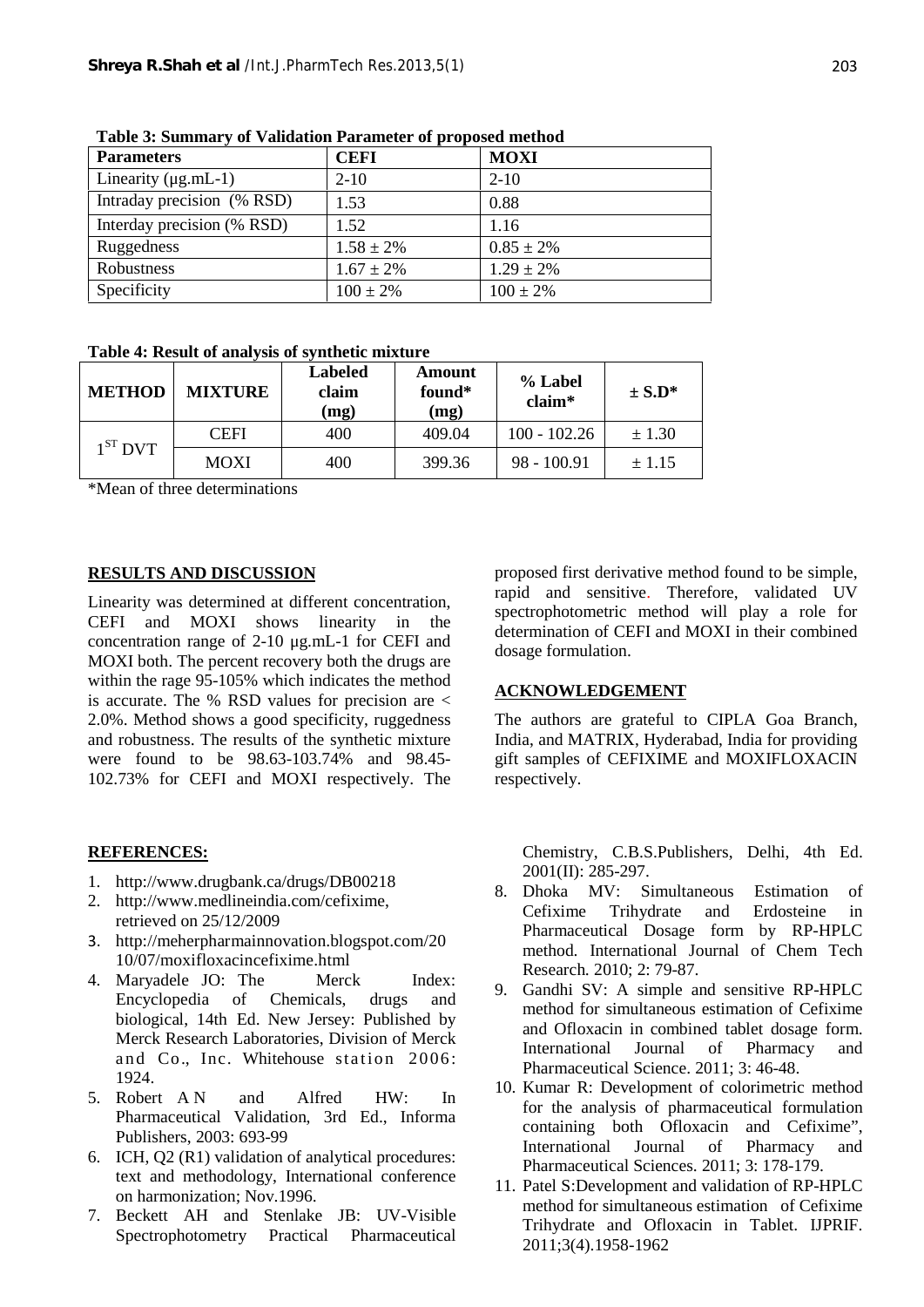**Table 3: Summary of Validation Parameter of proposed method**

| Parameters | CEFI | MOXI |
|---|---|---|
| Linearity (µg.mL-1) | 2-10 | 2-10 |
| Intraday precision (% RSD) | 1.53 | 0.88 |
| Interday precision (% RSD) | 1.52 | 1.16 |
| Ruggedness | 1.58 ± 2% | 0.85 ± 2% |
| Robustness | 1.67 ± 2% | 1.29 ± 2% |
| Specificity | 100 ± 2% | 100 ± 2% |

**Table 4: Result of analysis of synthetic mixture**

| METHOD | MIXTURE | Labeled claim (mg) | Amount found* (mg) | % Label claim* | ± S.D* |
|---|---|---|---|---|---|
| 1$^{ST}$ DVT | CEFI | 400 | 409.04 | 100 - 102.26 | ± 1.30 |
| | MOXI | 400 | 399.36 | 98 - 100.91 | ± 1.15 |

*Mean of three determinations

## RESULTS AND DISCUSSION

Linearity was determined at different concentration, CEFI and MOXI shows linearity in the concentration range of 2-10 µg.mL-1 for CEFI and MOXI both. The percent recovery both the drugs are within the rage 95-105% which indicates the method is accurate. The % RSD values for precision are < 2.0%. Method shows a good specificity, ruggedness and robustness. The results of the synthetic mixture were found to be 98.63-103.74% and 98.45-102.73% for CEFI and MOXI respectively. The proposed first derivative method found to be simple, rapid and sensitive. Therefore, validated UV spectrophotometric method will play a role for determination of CEFI and MOXI in their combined dosage formulation.

## ACKNOWLEDGEMENT

The authors are grateful to CIPLA Goa Branch, India, and MATRIX, Hyderabad, India for providing gift samples of CEFIXIME and MOXIFLOXACIN respectively.

## REFERENCES:

1. http://www.drugbank.ca/drugs/DB00218
2. http://www.medlineindia.com/cefixime, retrieved on 25/12/2009
3. http://meherpharmainnovation.blogspot.com/2010/07/moxifloxacincefixime.html
4. Maryadele JO: The Merck Index: Encyclopedia of Chemicals, drugs and biological, 14th Ed. New Jersey: Published by Merck Research Laboratories, Division of Merck and Co., Inc. Whitehouse station 2006: 1924.
5. Robert A N and Alfred HW: In Pharmaceutical Validation, 3rd Ed., Informa Publishers, 2003: 693-99
6. ICH, Q2 (R1) validation of analytical procedures: text and methodology, International conference on harmonization; Nov.1996.
7. Beckett AH and Stenlake JB: UV-Visible Spectrophotometry Practical Pharmaceutical Chemistry, C.B.S.Publishers, Delhi, 4th Ed. 2001(II): 285-297.
8. Dhoka MV: Simultaneous Estimation of Cefixime Trihydrate and Erdosteine in Pharmaceutical Dosage form by RP-HPLC method. International Journal of Chem Tech Research. 2010; 2: 79-87.
9. Gandhi SV: A simple and sensitive RP-HPLC method for simultaneous estimation of Cefixime and Ofloxacin in combined tablet dosage form. International Journal of Pharmacy and Pharmaceutical Science. 2011; 3: 46-48.
10. Kumar R: Development of colorimetric method for the analysis of pharmaceutical formulation containing both Ofloxacin and Cefixime", International Journal of Pharmacy and Pharmaceutical Sciences. 2011; 3: 178-179.
11. Patel S:Development and validation of RP-HPLC method for simultaneous estimation of Cefixime Trihydrate and Ofloxacin in Tablet. IJPRIF. 2011;3(4).1958-1962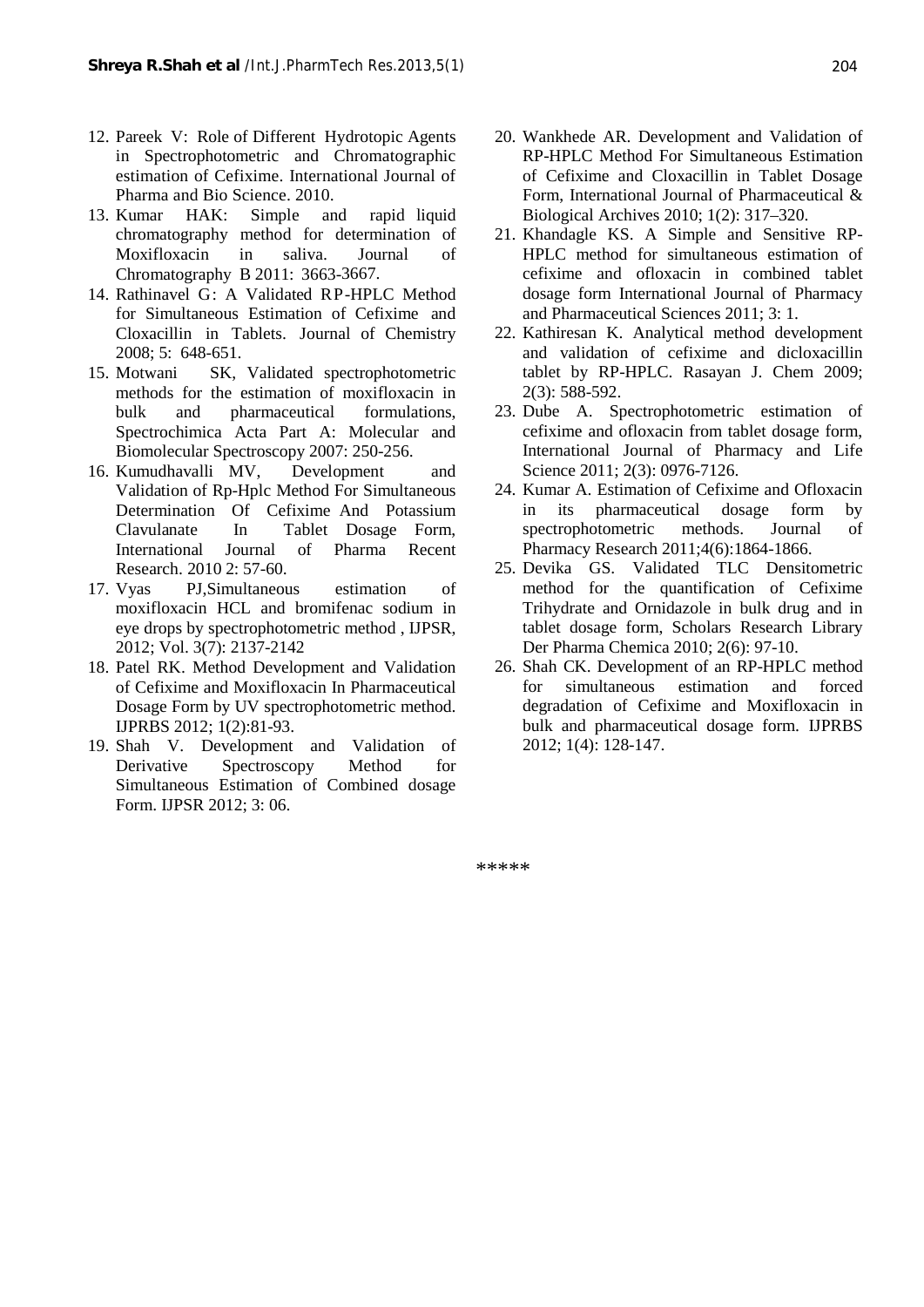12. Pareek V: Role of Different Hydrotopic Agents in Spectrophotometric and Chromatographic estimation of Cefixime. International Journal of Pharma and Bio Science. 2010.
13. Kumar HAK: Simple and rapid liquid chromatography method for determination of Moxifloxacin in saliva. Journal of Chromatography B 2011: 3663-3667.
14. Rathinavel G: A Validated RP-HPLC Method for Simultaneous Estimation of Cefixime and Cloxacillin in Tablets. Journal of Chemistry 2008; 5: 648-651.
15. Motwani SK, Validated spectrophotometric methods for the estimation of moxifloxacin in bulk and pharmaceutical formulations, Spectrochimica Acta Part A: Molecular and Biomolecular Spectroscopy 2007: 250-256.
16. Kumudhavalli MV, Development and Validation of Rp-Hplc Method For Simultaneous Determination Of Cefixime And Potassium Clavulanate In Tablet Dosage Form, International Journal of Pharma Recent Research. 2010 2: 57-60.
17. Vyas PJ,Simultaneous estimation of moxifloxacin HCL and bromifenac sodium in eye drops by spectrophotometric method , IJPSR, 2012; Vol. 3(7): 2137-2142
18. Patel RK. Method Development and Validation of Cefixime and Moxifloxacin In Pharmaceutical Dosage Form by UV spectrophotometric method. IJPRBS 2012; 1(2):81-93.
19. Shah V. Development and Validation of Derivative Spectroscopy Method for Simultaneous Estimation of Combined dosage Form. IJPSR 2012; 3: 06.
20. Wankhede AR. Development and Validation of RP-HPLC Method For Simultaneous Estimation of Cefixime and Cloxacillin in Tablet Dosage Form, International Journal of Pharmaceutical & Biological Archives 2010; 1(2): 317–320.
21. Khandagle KS. A Simple and Sensitive RP-HPLC method for simultaneous estimation of cefixime and ofloxacin in combined tablet dosage form International Journal of Pharmacy and Pharmaceutical Sciences 2011; 3: 1.
22. Kathiresan K. Analytical method development and validation of cefixime and dicloxacillin tablet by RP-HPLC. Rasayan J. Chem 2009; 2(3): 588-592.
23. Dube A. Spectrophotometric estimation of cefixime and ofloxacin from tablet dosage form, International Journal of Pharmacy and Life Science 2011; 2(3): 0976-7126.
24. Kumar A. Estimation of Cefixime and Ofloxacin in its pharmaceutical dosage form by spectrophotometric methods. Journal of Pharmacy Research 2011;4(6):1864-1866.
25. Devika GS. Validated TLC Densitometric method for the quantification of Cefixime Trihydrate and Ornidazole in bulk drug and in tablet dosage form, Scholars Research Library Der Pharma Chemica 2010; 2(6): 97-10.
26. Shah CK. Development of an RP-HPLC method for simultaneous estimation and forced degradation of Cefixime and Moxifloxacin in bulk and pharmaceutical dosage form. IJPRBS 2012; 1(4): 128-147.

*****